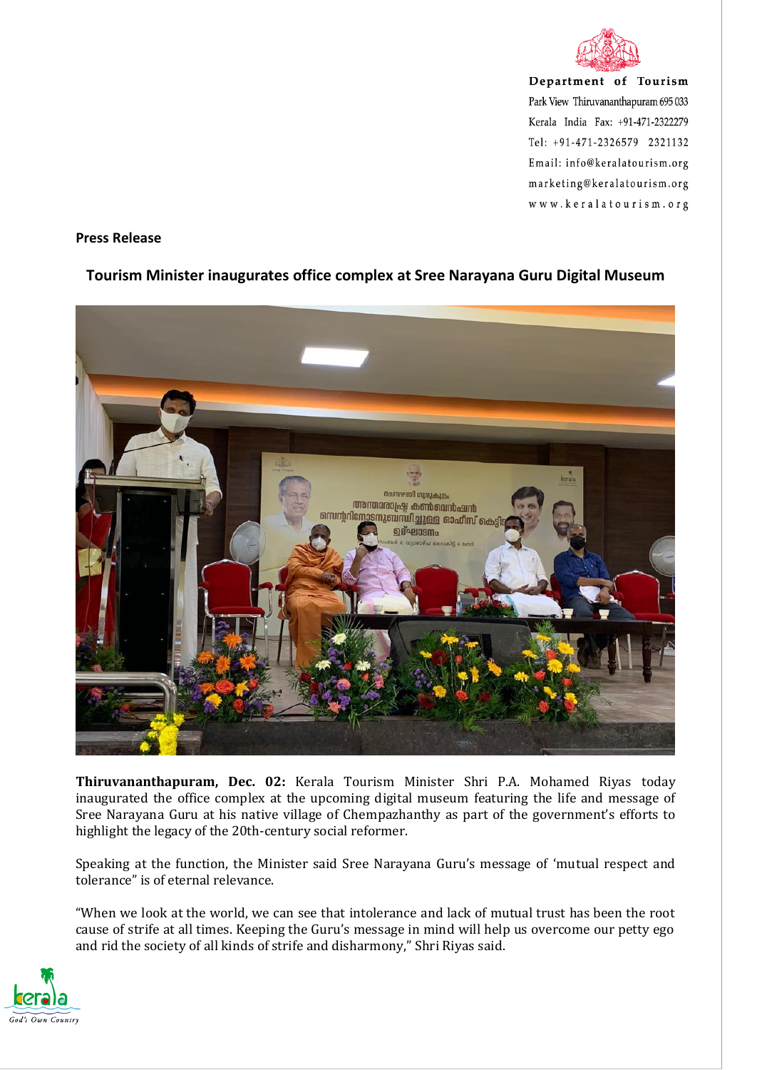Department of Tourism
Park View Thiruvananthapuram 695 033
Kerala India Fax: +91-471-2322279
Tel: +91-471-2326579 2321132
Email: info@keralatourism.org
marketing@keralatourism.org
www.keralatourism.org

**Press Release**

## Tourism Minister inaugurates office complex at Sree Narayana Guru Digital Museum

**Thiruvananthapuram, Dec. 02:** Kerala Tourism Minister Shri P.A. Mohamed Riyas today inaugurated the office complex at the upcoming digital museum featuring the life and message of Sree Narayana Guru at his native village of Chempazhanthy as part of the government's efforts to highlight the legacy of the 20th-century social reformer.

Speaking at the function, the Minister said Sree Narayana Guru's message of 'mutual respect and tolerance" is of eternal relevance.

"When we look at the world, we can see that intolerance and lack of mutual trust has been the root cause of strife at all times. Keeping the Guru's message in mind will help us overcome our petty ego and rid the society of all kinds of strife and disharmony," Shri Riyas said.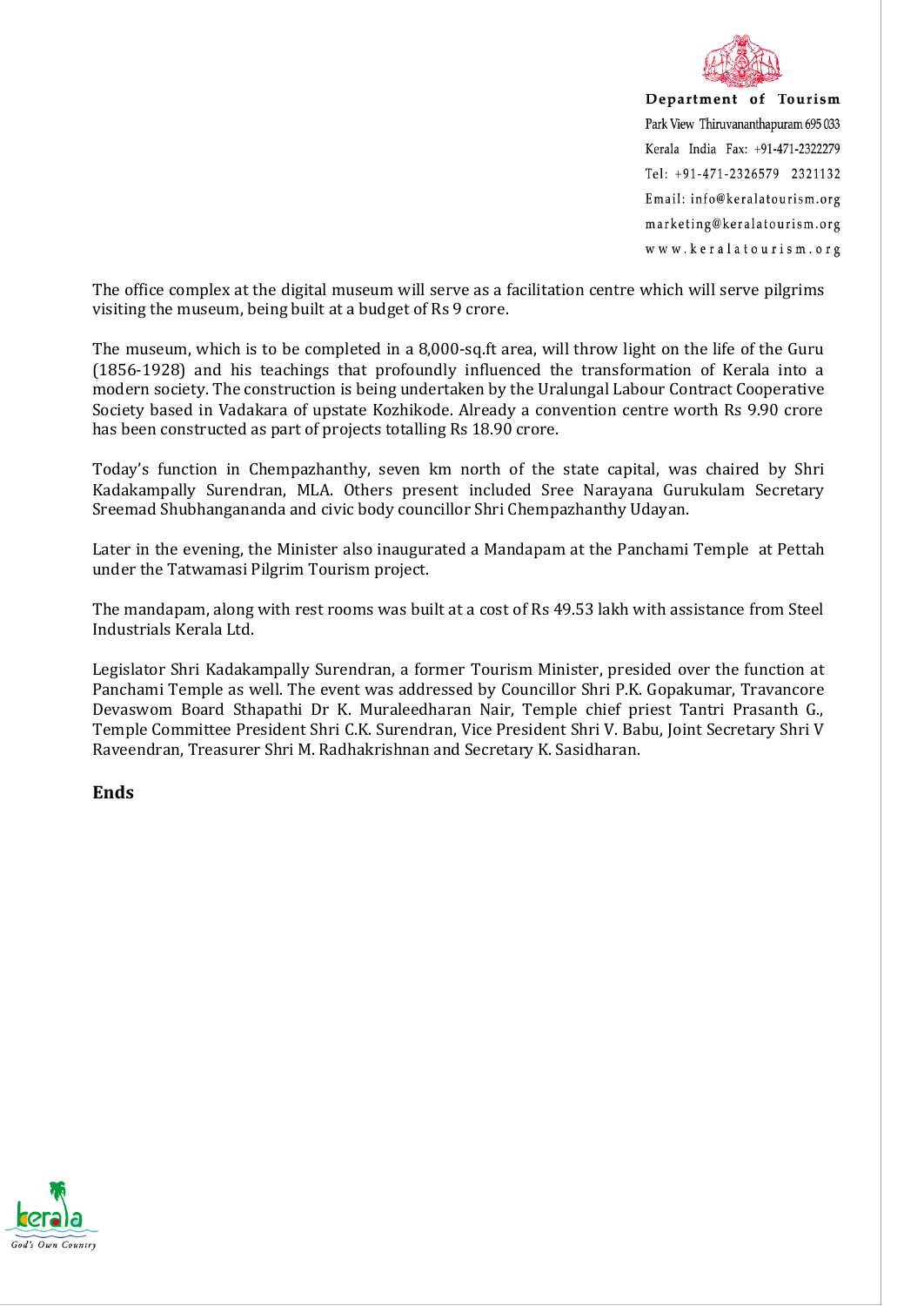**Department of Tourism**

Park View Thiruvananthapuram 695 033

Kerala India Fax: +91-471-2322279

Tel: +91-471-2326579 2321132

Email: info@keralatourism.org

marketing@keralatourism.org

www.keralatourism.org

The office complex at the digital museum will serve as a facilitation centre which will serve pilgrims visiting the museum, being built at a budget of Rs 9 crore.

The museum, which is to be completed in a 8,000-sq.ft area, will throw light on the life of the Guru (1856-1928) and his teachings that profoundly influenced the transformation of Kerala into a modern society. The construction is being undertaken by the Uralungal Labour Contract Cooperative Society based in Vadakara of upstate Kozhikode. Already a convention centre worth Rs 9.90 crore has been constructed as part of projects totalling Rs 18.90 crore.

Today's function in Chempazhanthy, seven km north of the state capital, was chaired by Shri Kadakampally Surendran, MLA. Others present included Sree Narayana Gurukulam Secretary Sreemad Shubhangananda and civic body councillor Shri Chempazhanthy Udayan.

Later in the evening, the Minister also inaugurated a Mandapam at the Panchami Temple at Pettah under the Tatwamasi Pilgrim Tourism project.

The mandapam, along with rest rooms was built at a cost of Rs 49.53 lakh with assistance from Steel Industrials Kerala Ltd.

Legislator Shri Kadakampally Surendran, a former Tourism Minister, presided over the function at Panchami Temple as well. The event was addressed by Councillor Shri P.K. Gopakumar, Travancore Devaswom Board Sthapathi Dr K. Muraleedharan Nair, Temple chief priest Tantri Prasanth G., Temple Committee President Shri C.K. Surendran, Vice President Shri V. Babu, Joint Secretary Shri V Raveendran, Treasurer Shri M. Radhakrishnan and Secretary K. Sasidharan.

**Ends**

kerala
God's Own Country